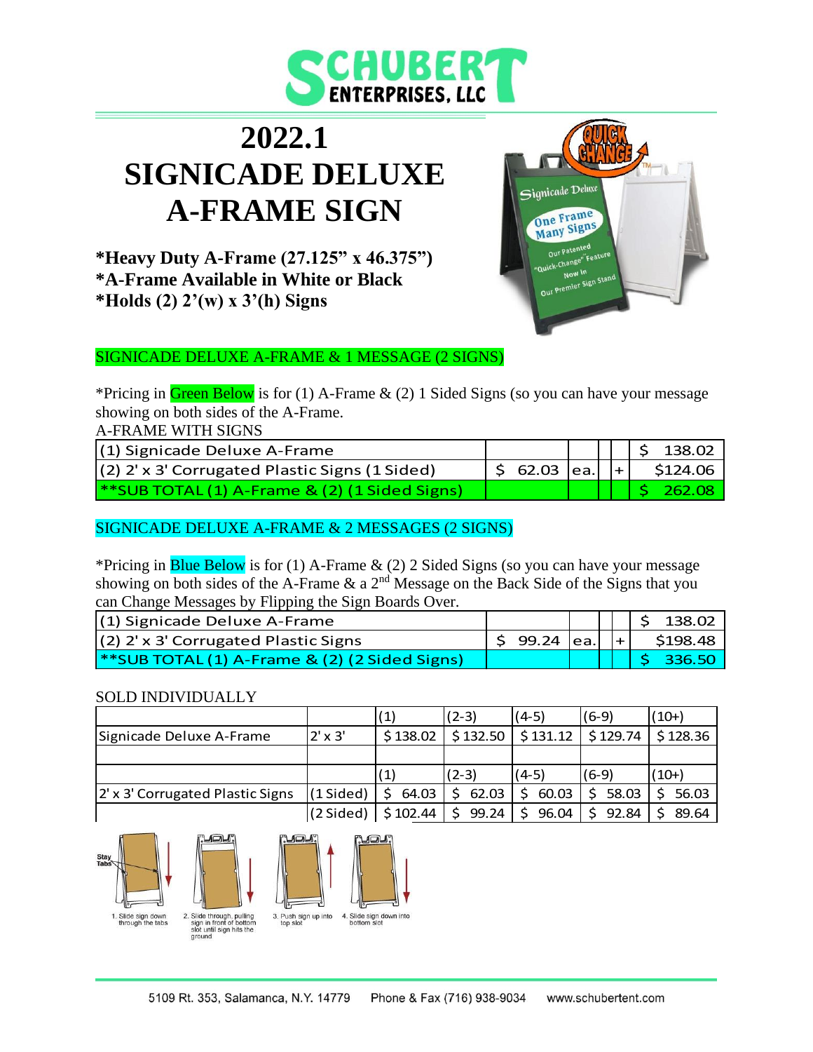# 2022.1 SIGNICADE DELUXE A-FRAME SIGN

**\*Heavy Duty A-Frame (27.125" x 46.375")**
**\*A-Frame Available in White or Black**
**\*Holds (2) 2'(w) x 3'(h) Signs**

SIGNICADE DELUXE A-FRAME & 1 MESSAGE (2 SIGNS)

*Pricing in Green Below is for (1) A-Frame & (2) 1 Sided Signs (so you can have your message showing on both sides of the A-Frame.

A-FRAME WITH SIGNS

| | | | | | |
|---|---|---|---|---|---|
| (1) Signicade Deluxe A-Frame | | | | | $ 138.02 |
| (2) 2' x 3' Corrugated Plastic Signs (1 Sided) | $ 62.03 | ea. | | + | $124.06 |
| **SUB TOTAL (1) A-Frame & (2) (1 Sided Signs) | | | | | $ 262.08 |

SIGNICADE DELUXE A-FRAME & 2 MESSAGES (2 SIGNS)

*Pricing in Blue Below is for (1) A-Frame & (2) 2 Sided Signs (so you can have your message showing on both sides of the A-Frame & a 2nd Message on the Back Side of the Signs that you can Change Messages by Flipping the Sign Boards Over.

| | | | | | |
|---|---|---|---|---|---|
| (1) Signicade Deluxe A-Frame | | | | | $ 138.02 |
| (2) 2' x 3' Corrugated Plastic Signs | $ 99.24 | ea. | | + | $198.48 |
| **SUB TOTAL (1) A-Frame & (2) (2 Sided Signs) | | | | | $ 336.50 |

SOLD INDIVIDUALLY

| | | (1) | (2-3) | (4-5) | (6-9) | (10+) |
|---|---|---|---|---|---|---|
| Signicade Deluxe A-Frame | 2' x 3' | $ 138.02 | $ 132.50 | $ 131.12 | $ 129.74 | $ 128.36 |
| | | | | | | |
| | | (1) | (2-3) | (4-5) | (6-9) | (10+) |
| 2' x 3' Corrugated Plastic Signs | (1 Sided) | $ 64.03 | $ 62.03 | $ 60.03 | $ 58.03 | $ 56.03 |
| | (2 Sided) | $ 102.44 | $ 99.24 | $ 96.04 | $ 92.84 | $ 89.64 |

Stay Tabs

1. Slide sign down through the tabs
2. Slide through, pulling sign in front of bottom slot until sign hits the ground
3. Push sign up into top slot
4. Slide sign down into bottom slot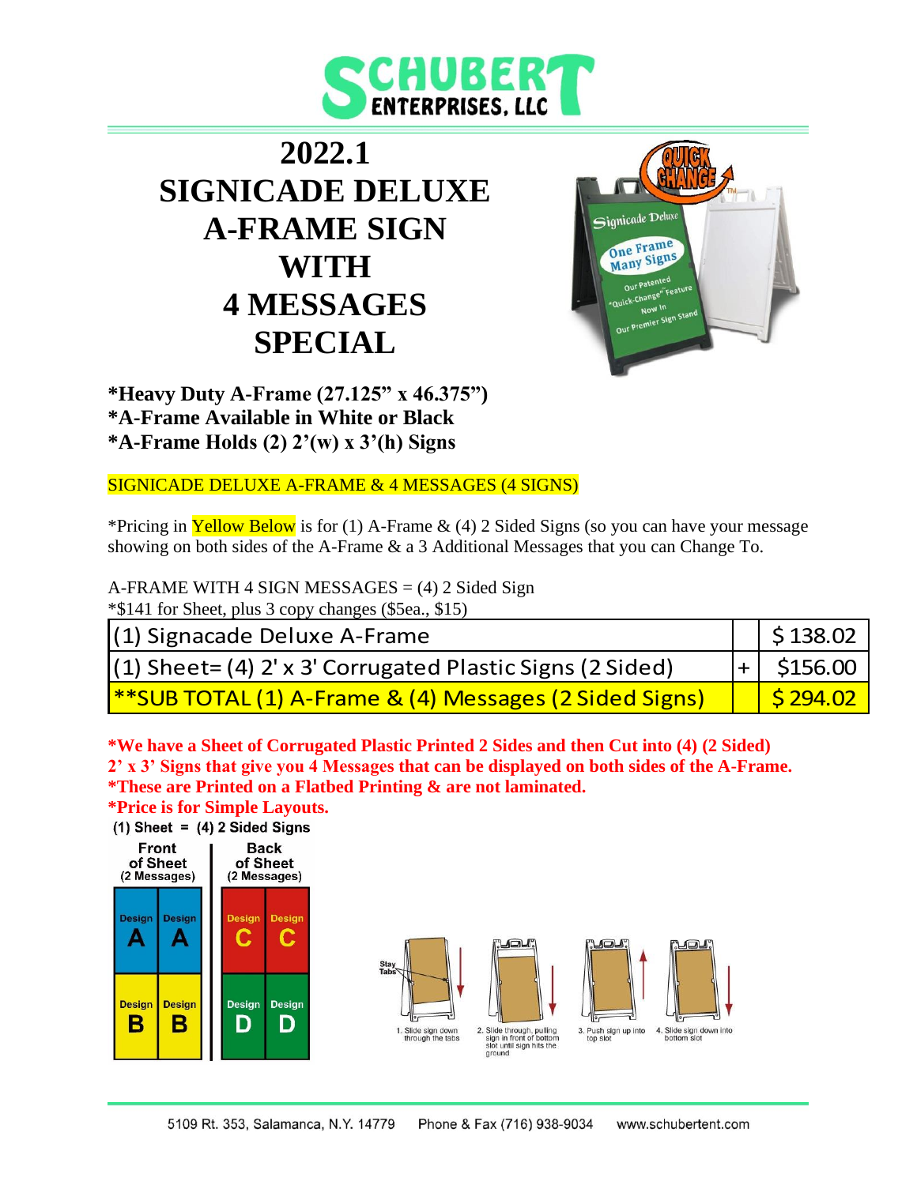# 2022.1 SIGNICADE DELUXE A-FRAME SIGN WITH 4 MESSAGES SPECIAL

**\*Heavy Duty A-Frame (27.125" x 46.375")**
**\*A-Frame Available in White or Black**
**\*A-Frame Holds (2) 2'(w) x 3'(h) Signs**

SIGNICADE DELUXE A-FRAME & 4 MESSAGES (4 SIGNS)

\*Pricing in Yellow Below is for (1) A-Frame & (4) 2 Sided Signs (so you can have your message showing on both sides of the A-Frame & a 3 Additional Messages that you can Change To.

A-FRAME WITH 4 SIGN MESSAGES = (4) 2 Sided Sign
\*$141 for Sheet, plus 3 copy changes ($5ea., $15)

| | | |
|---|---|---|
| (1) Signacade Deluxe A-Frame | | $ 138.02 |
| (1) Sheet= (4) 2' x 3' Corrugated Plastic Signs (2 Sided) | + | $156.00 |
| \*\*SUB TOTAL (1) A-Frame & (4) Messages (2 Sided Signs) | | $ 294.02 |

**\*We have a Sheet of Corrugated Plastic Printed 2 Sides and then Cut into (4) (2 Sided) 2' x 3' Signs that give you 4 Messages that can be displayed on both sides of the A-Frame.**
**\*These are Printed on a Flatbed Printing & are not laminated.**
**\*Price is for Simple Layouts.**

(1) Sheet = (4) 2 Sided Signs

| Front of Sheet (2 Messages) | | Back of Sheet (2 Messages) | |
|---|---|---|---|
| Design A | Design A | Design C | Design C |
| Design B | Design B | Design D | Design D |

1. Slide sign down through the tabs
2. Slide through, pulling sign in front of bottom slot until sign hits the ground
3. Push sign up into top slot
4. Slide sign down into bottom slot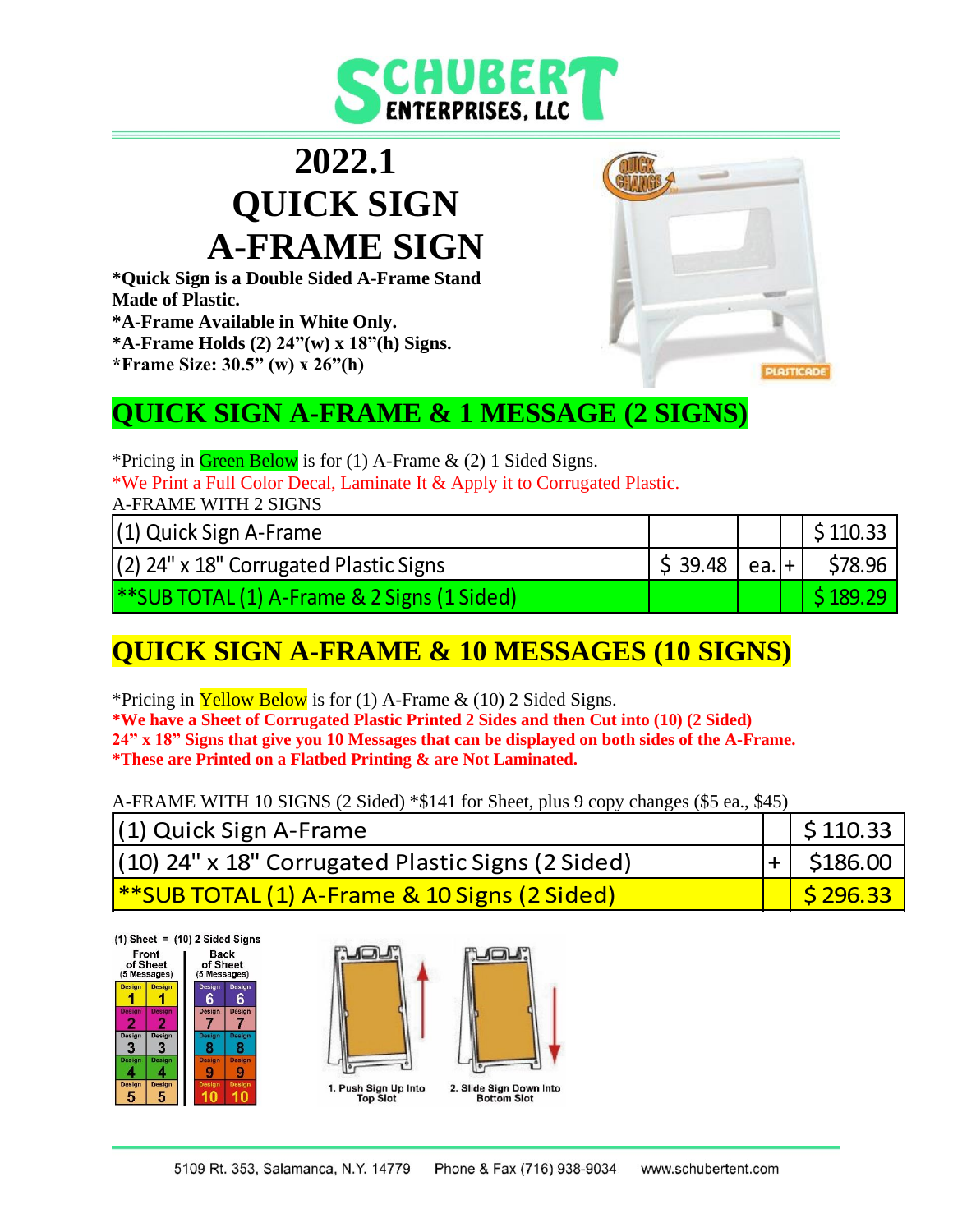# SCHUBERT ENTERPRISES, LLC

# 2022.1 QUICK SIGN A-FRAME SIGN

**\*Quick Sign is a Double Sided A-Frame Stand Made of Plastic.**
**\*A-Frame Available in White Only.**
**\*A-Frame Holds (2) 24"(w) x 18"(h) Signs.**
**\*Frame Size: 30.5" (w) x 26"(h)**

## QUICK SIGN A-FRAME & 1 MESSAGE (2 SIGNS)

\*Pricing in Green Below is for (1) A-Frame & (2) 1 Sided Signs.
\*We Print a Full Color Decal, Laminate It & Apply it to Corrugated Plastic.
A-FRAME WITH 2 SIGNS

| Item | Price | Unit | | Total |
|---|---|---|---|---|
| (1) Quick Sign A-Frame | | | | $ 110.33 |
| (2) 24" x 18" Corrugated Plastic Signs | $ 39.48 | ea. | + | $78.96 |
| **\*\*SUB TOTAL (1) A-Frame & 2 Signs (1 Sided)** | | | | **$ 189.29** |

## QUICK SIGN A-FRAME & 10 MESSAGES (10 SIGNS)

\*Pricing in Yellow Below is for (1) A-Frame & (10) 2 Sided Signs.
**\*We have a Sheet of Corrugated Plastic Printed 2 Sides and then Cut into (10) (2 Sided) 24" x 18" Signs that give you 10 Messages that can be displayed on both sides of the A-Frame.**
**\*These are Printed on a Flatbed Printing & are Not Laminated.**

A-FRAME WITH 10 SIGNS (2 Sided) \*$141 for Sheet, plus 9 copy changes ($5 ea., $45)

| Item | | Total |
|---|---|---|
| (1) Quick Sign A-Frame | | $ 110.33 |
| (10) 24" x 18" Corrugated Plastic Signs (2 Sided) | + | $186.00 |
| **\*\*SUB TOTAL (1) A-Frame & 10 Signs (2 Sided)** | | **$ 296.33** |

(1) Sheet = (10) 2 Sided Signs

| Front of Sheet (5 Messages) | | Back of Sheet (5 Messages) | |
|---|---|---|---|
| Design 1 | Design 1 | Design 6 | Design 6 |
| Design 2 | Design 2 | Design 7 | Design 7 |
| Design 3 | Design 3 | Design 8 | Design 8 |
| Design 4 | Design 4 | Design 9 | Design 9 |
| Design 5 | Design 5 | Design 10 | Design 10 |

1. Push Sign Up Into Top Slot
2. Slide Sign Down Into Bottom Slot

5109 Rt. 353, Salamanca, N.Y. 14779 Phone & Fax (716) 938-9034 www.schubertent.com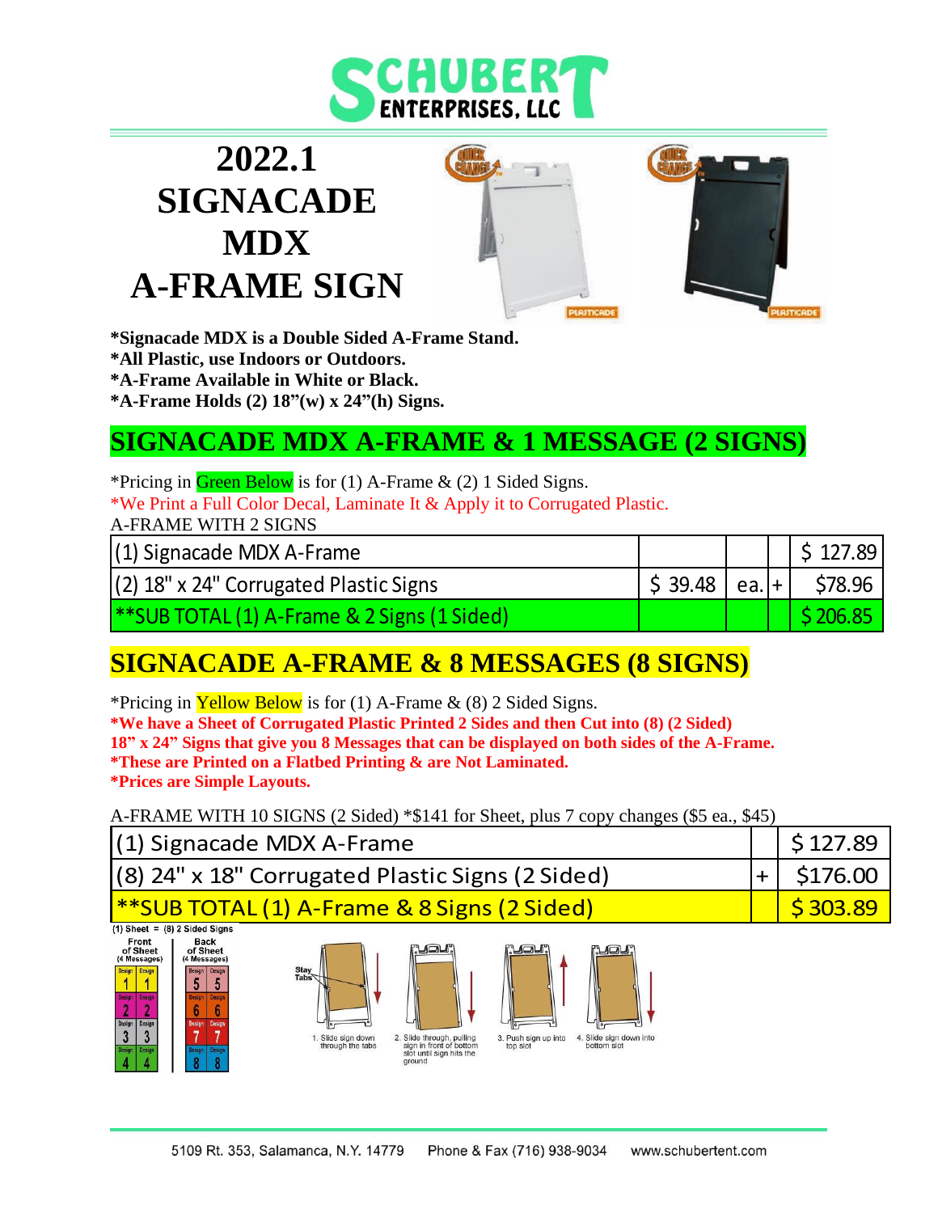# 2022.1 SIGNACADE MDX A-FRAME SIGN

**\*Signacade MDX is a Double Sided A-Frame Stand.**
**\*All Plastic, use Indoors or Outdoors.**
**\*A-Frame Available in White or Black.**
**\*A-Frame Holds (2) 18"(w) x 24"(h) Signs.**

## SIGNACADE MDX A-FRAME & 1 MESSAGE (2 SIGNS)

\*Pricing in Green Below is for (1) A-Frame & (2) 1 Sided Signs.
\*We Print a Full Color Decal, Laminate It & Apply it to Corrugated Plastic.
A-FRAME WITH 2 SIGNS

| | | | | |
|---|---|---|---|---|
| (1) Signacade MDX A-Frame | | | | $ 127.89 |
| (2) 18" x 24" Corrugated Plastic Signs | $ 39.48 | ea. | + | $78.96 |
| **\*\*SUB TOTAL (1) A-Frame & 2 Signs (1 Sided)** | | | | **$ 206.85** |

## SIGNACADE A-FRAME & 8 MESSAGES (8 SIGNS)

\*Pricing in Yellow Below is for (1) A-Frame & (8) 2 Sided Signs.
**\*We have a Sheet of Corrugated Plastic Printed 2 Sides and then Cut into (8) (2 Sided) 18" x 24" Signs that give you 8 Messages that can be displayed on both sides of the A-Frame.**
**\*These are Printed on a Flatbed Printing & are Not Laminated.**
**\*Prices are Simple Layouts.**

A-FRAME WITH 10 SIGNS (2 Sided) \*$141 for Sheet, plus 7 copy changes ($5 ea., $45)

| | | |
|---|---|---|
| (1) Signacade MDX A-Frame | | $ 127.89 |
| (8) 24" x 18" Corrugated Plastic Signs (2 Sided) | + | $176.00 |
| **\*\*SUB TOTAL (1) A-Frame & 8 Signs (2 Sided)** | | **$ 303.89** |

(1) Sheet = (8) 2 Sided Signs

| Front of Sheet (4 Messages) | | Back of Sheet (4 Messages) | |
|---|---|---|---|
| Design 1 | Design 1 | Design 5 | Design 5 |
| Design 2 | Design 2 | Design 6 | Design 6 |
| Design 3 | Design 3 | Design 7 | Design 7 |
| Design 4 | Design 4 | Design 8 | Design 8 |

Stay Tabs

1. Slide sign down through the tabs
2. Slide through, pulling sign in front of bottom slot until sign hits the ground
3. Push sign up into top slot
4. Slide sign down into bottom slot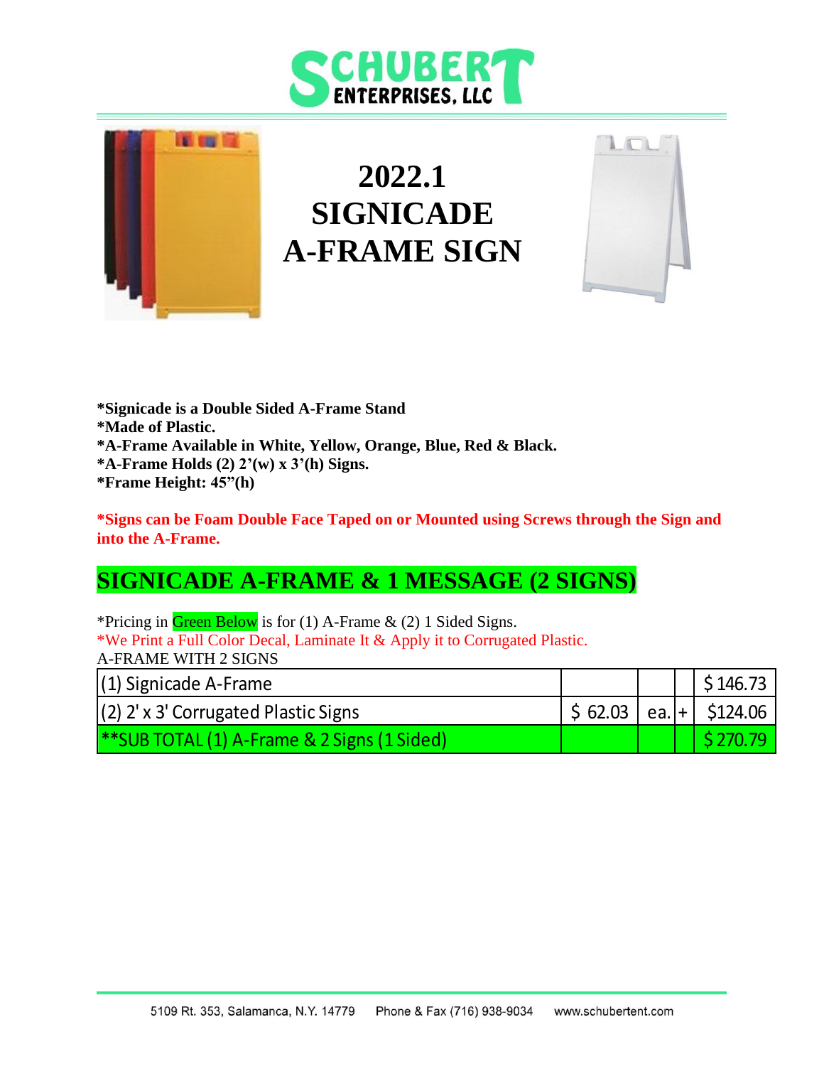# SCHUBERT ENTERPRISES, LLC

# 2022.1 SIGNICADE A-FRAME SIGN

**\*Signicade is a Double Sided A-Frame Stand**
**\*Made of Plastic.**
**\*A-Frame Available in White, Yellow, Orange, Blue, Red & Black.**
**\*A-Frame Holds (2) 2'(w) x 3'(h) Signs.**
**\*Frame Height: 45"(h)**

**\*Signs can be Foam Double Face Taped on or Mounted using Screws through the Sign and into the A-Frame.**

## SIGNICADE A-FRAME & 1 MESSAGE (2 SIGNS)

\*Pricing in Green Below is for (1) A-Frame & (2) 1 Sided Signs.
\*We Print a Full Color Decal, Laminate It & Apply it to Corrugated Plastic.
A-FRAME WITH 2 SIGNS

| | | | | |
|---|---|---|---|---|
| (1) Signicade A-Frame | | | | $ 146.73 |
| (2) 2' x 3' Corrugated Plastic Signs | $ 62.03 | ea. | + | $124.06 |
| **SUB TOTAL (1) A-Frame & 2 Signs (1 Sided) | | | | $ 270.79 |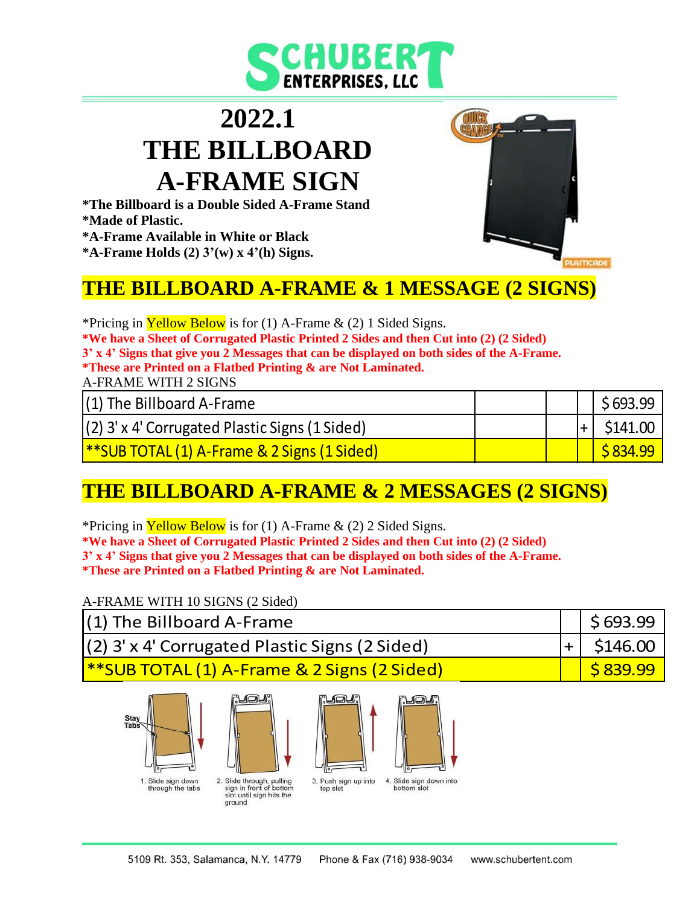# 2022.1
# THE BILLBOARD A-FRAME SIGN

**\*The Billboard is a Double Sided A-Frame Stand**
**\*Made of Plastic.**
**\*A-Frame Available in White or Black**
**\*A-Frame Holds (2) 3'(w) x 4'(h) Signs.**

## THE BILLBOARD A-FRAME & 1 MESSAGE (2 SIGNS)

*Pricing in Yellow Below is for (1) A-Frame & (2) 1 Sided Signs.
**\*We have a Sheet of Corrugated Plastic Printed 2 Sides and then Cut into (2) (2 Sided) 3' x 4' Signs that give you 2 Messages that can be displayed on both sides of the A-Frame.**
**\*These are Printed on a Flatbed Printing & are Not Laminated.**

A-FRAME WITH 2 SIGNS

| | | | | |
|---|---|---|---|---|
| (1) The Billboard A-Frame | | | | $ 693.99 |
| (2) 3' x 4' Corrugated Plastic Signs (1 Sided) | | | + | $141.00 |
| **SUB TOTAL (1) A-Frame & 2 Signs (1 Sided) | | | | $ 834.99 |

## THE BILLBOARD A-FRAME & 2 MESSAGES (2 SIGNS)

*Pricing in Yellow Below is for (1) A-Frame & (2) 2 Sided Signs.
**\*We have a Sheet of Corrugated Plastic Printed 2 Sides and then Cut into (2) (2 Sided) 3' x 4' Signs that give you 2 Messages that can be displayed on both sides of the A-Frame.**
**\*These are Printed on a Flatbed Printing & are Not Laminated.**

A-FRAME WITH 10 SIGNS (2 Sided)

| | | |
|---|---|---|
| (1) The Billboard A-Frame | | $ 693.99 |
| (2) 3' x 4' Corrugated Plastic Signs (2 Sided) | + | $146.00 |
| **SUB TOTAL (1) A-Frame & 2 Signs (2 Sided) | | $ 839.99 |

Stay Tabs

1. Slide sign down through the tabs
2. Slide through, pulling sign in front of bottom slot until sign hits the ground
3. Push sign up into top slot
4. Slide sign down into bottom slot

5109 Rt. 353, Salamanca, N.Y. 14779 Phone & Fax (716) 938-9034 www.schubertent.com